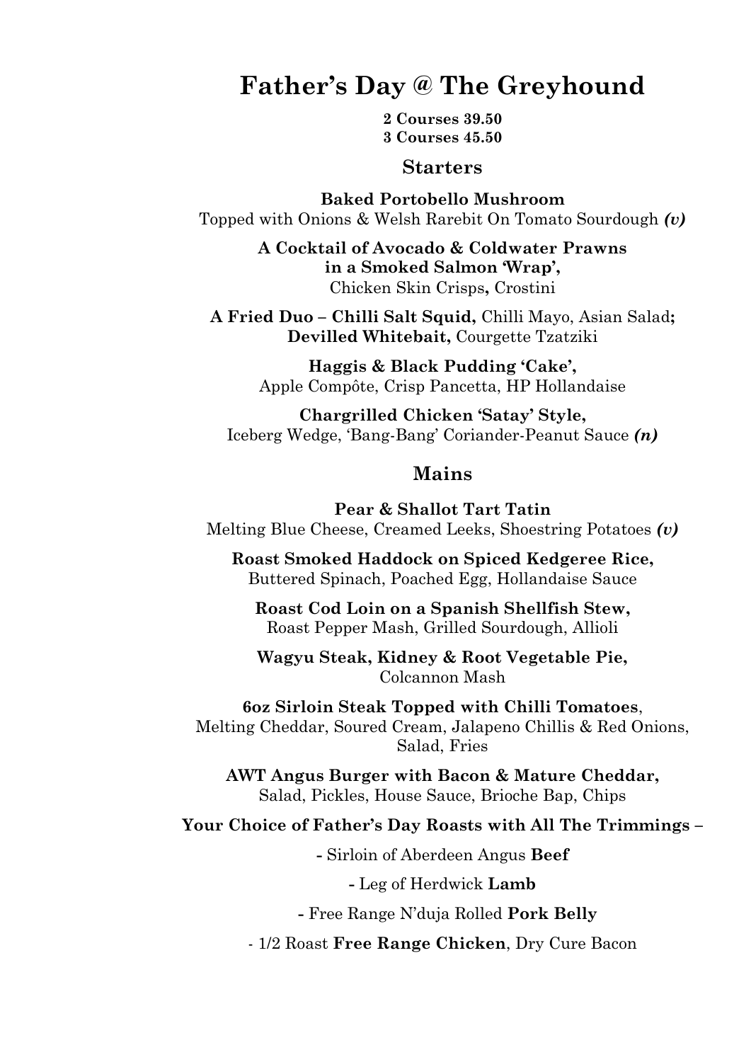# Father's Day @ The Greyhound

**2 Courses 39.50**
**3 Courses 45.50**

## Starters

**Baked Portobello Mushroom**
Topped with Onions & Welsh Rarebit On Tomato Sourdough ***(v)***

**A Cocktail of Avocado & Coldwater Prawns in a Smoked Salmon 'Wrap',**
Chicken Skin Crisps**,** Crostini

**A Fried Duo – Chilli Salt Squid,** Chilli Mayo, Asian Salad**;** **Devilled Whitebait,** Courgette Tzatziki

**Haggis & Black Pudding 'Cake',**
Apple Compôte, Crisp Pancetta, HP Hollandaise

**Chargrilled Chicken 'Satay' Style,**
Iceberg Wedge, 'Bang-Bang' Coriander-Peanut Sauce ***(n)***

## Mains

**Pear & Shallot Tart Tatin**
Melting Blue Cheese, Creamed Leeks, Shoestring Potatoes ***(v)***

**Roast Smoked Haddock on Spiced Kedgeree Rice,**
Buttered Spinach, Poached Egg, Hollandaise Sauce

**Roast Cod Loin on a Spanish Shellfish Stew,**
Roast Pepper Mash, Grilled Sourdough, Allioli

**Wagyu Steak, Kidney & Root Vegetable Pie,**
Colcannon Mash

**6oz Sirloin Steak Topped with Chilli Tomatoes**,
Melting Cheddar, Soured Cream, Jalapeno Chillis & Red Onions, Salad, Fries

**AWT Angus Burger with Bacon & Mature Cheddar,**
Salad, Pickles, House Sauce, Brioche Bap, Chips

**Your Choice of Father's Day Roasts with All The Trimmings –**

- Sirloin of Aberdeen Angus **Beef**
- Leg of Herdwick **Lamb**
- Free Range N'duja Rolled **Pork Belly**
- 1/2 Roast **Free Range Chicken**, Dry Cure Bacon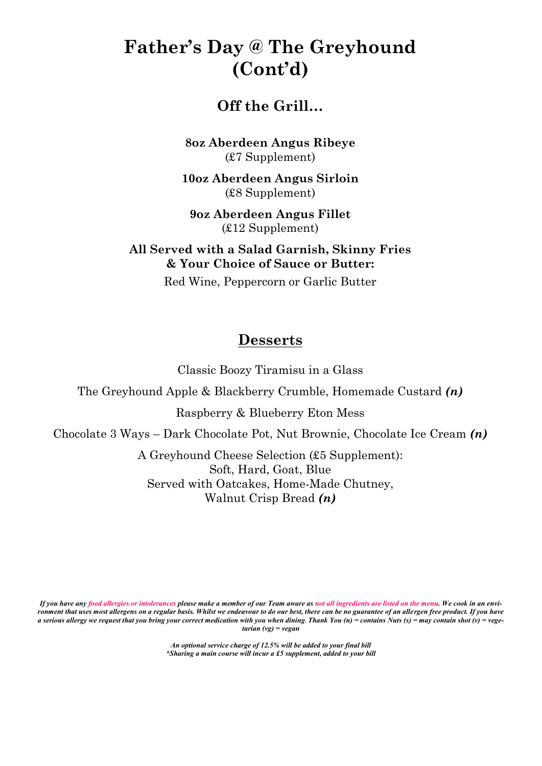# Father's Day @ The Greyhound (Cont'd)

## Off the Grill…

**8oz Aberdeen Angus Ribeye**
(£7 Supplement)

**10oz Aberdeen Angus Sirloin**
(£8 Supplement)

**9oz Aberdeen Angus Fillet**
(£12 Supplement)

**All Served with a Salad Garnish, Skinny Fries & Your Choice of Sauce or Butter:**

Red Wine, Peppercorn or Garlic Butter

## Desserts

Classic Boozy Tiramisu in a Glass

The Greyhound Apple & Blackberry Crumble, Homemade Custard ***(n)***

Raspberry & Blueberry Eton Mess

Chocolate 3 Ways – Dark Chocolate Pot, Nut Brownie, Chocolate Ice Cream ***(n)***

A Greyhound Cheese Selection (£5 Supplement):
Soft, Hard, Goat, Blue
Served with Oatcakes, Home-Made Chutney,
Walnut Crisp Bread ***(n)***

***If you have any food allergies or intolerances please make a member of our Team aware as not all ingredients are listed on the menu. We cook in an environment that uses most allergens on a regular basis. Whilst we endeavour to do our best, there can be no guarantee of an allergen free product. If you have a serious allergy we request that you bring your correct medication with you when dining. Thank You (n) = contains Nuts (s) = may contain shot (v) = vegetarian (vg) = vegan***

***An optional service charge of 12.5% will be added to your final bill***
***\*Sharing a main course will incur a £5 supplement, added to your bill***